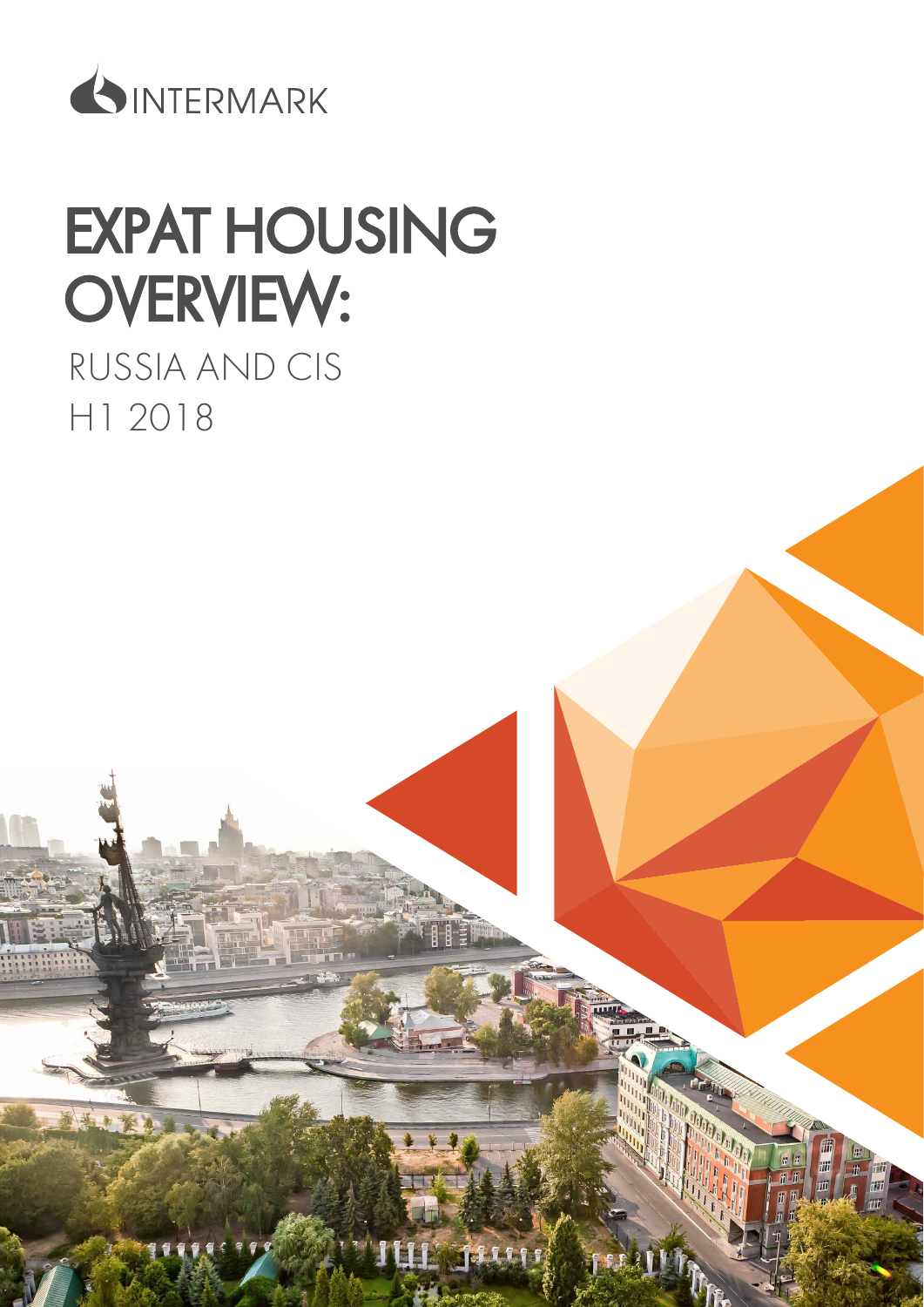INTERMARK

# EXPAT HOUSING OVERVIEW:

## RUSSIA AND CIS
## H1 2018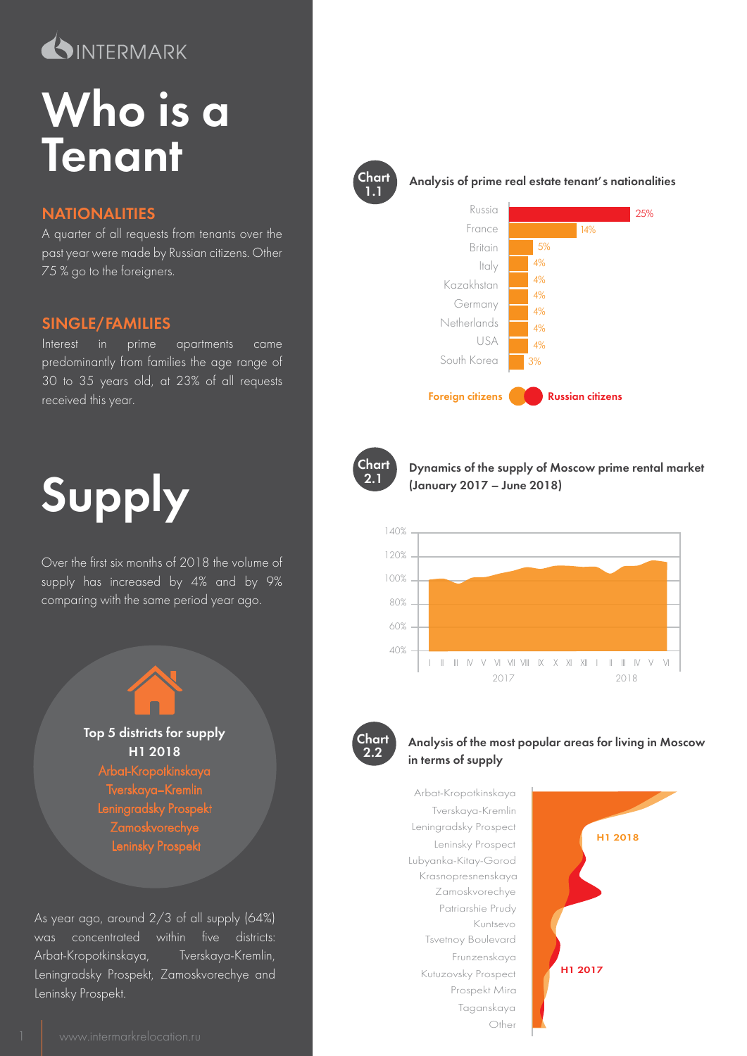# Who is a Tenant

## NATIONALITIES

A quarter of all requests from tenants over the past year were made by Russian citizens. Other 75 % go to the foreigners.

## SINGLE/FAMILIES

Interest in prime apartments came predominantly from families the age range of 30 to 35 years old, at 23% of all requests received this year.

# Supply

Over the first six months of 2018 the volume of supply has increased by 4% and by 9% comparing with the same period year ago.

**Top 5 districts for supply H1 2018**

- Arbat-Kropotkinskaya
- Tverskaya–Kremlin
- Leningradsky Prospekt
- Zamoskvorechye
- Leninsky Prospekt

As year ago, around 2/3 of all supply (64%) was concentrated within five districts: Arbat-Kropotkinskaya, Tverskaya-Kremlin, Leningradsky Prospekt, Zamoskvorechye and Leninsky Prospekt.

**Chart 1.1** Analysis of prime real estate tenant's nationalities

| Country | Share |
|---|---|
| Russia | 25% |
| France | 14% |
| Britain | 5% |
| Italy | 4% |
| Kazakhstan | 4% |
| Germany | 4% |
| Netherlands | 4% |
| USA | 4% |
| South Korea | 3% |

Foreign citizens / Russian citizens

**Chart 2.1** Dynamics of the supply of Moscow prime rental market (January 2017 – June 2018)

**Chart 2.2** Analysis of the most popular areas for living in Moscow in terms of supply

Arbat-Kropotkinskaya, Tverskaya-Kremlin, Leningradsky Prospect, Leninsky Prospect, Lubyanka-Kitay-Gorod, Krasnopresnenskaya, Zamoskvorechye, Patriarshie Prudy, Kuntsevo, Tsvetnoy Boulevard, Frunzenskaya, Kutuzovsky Prospect, Prospekt Mira, Taganskaya, Other

H1 2018 / H1 2017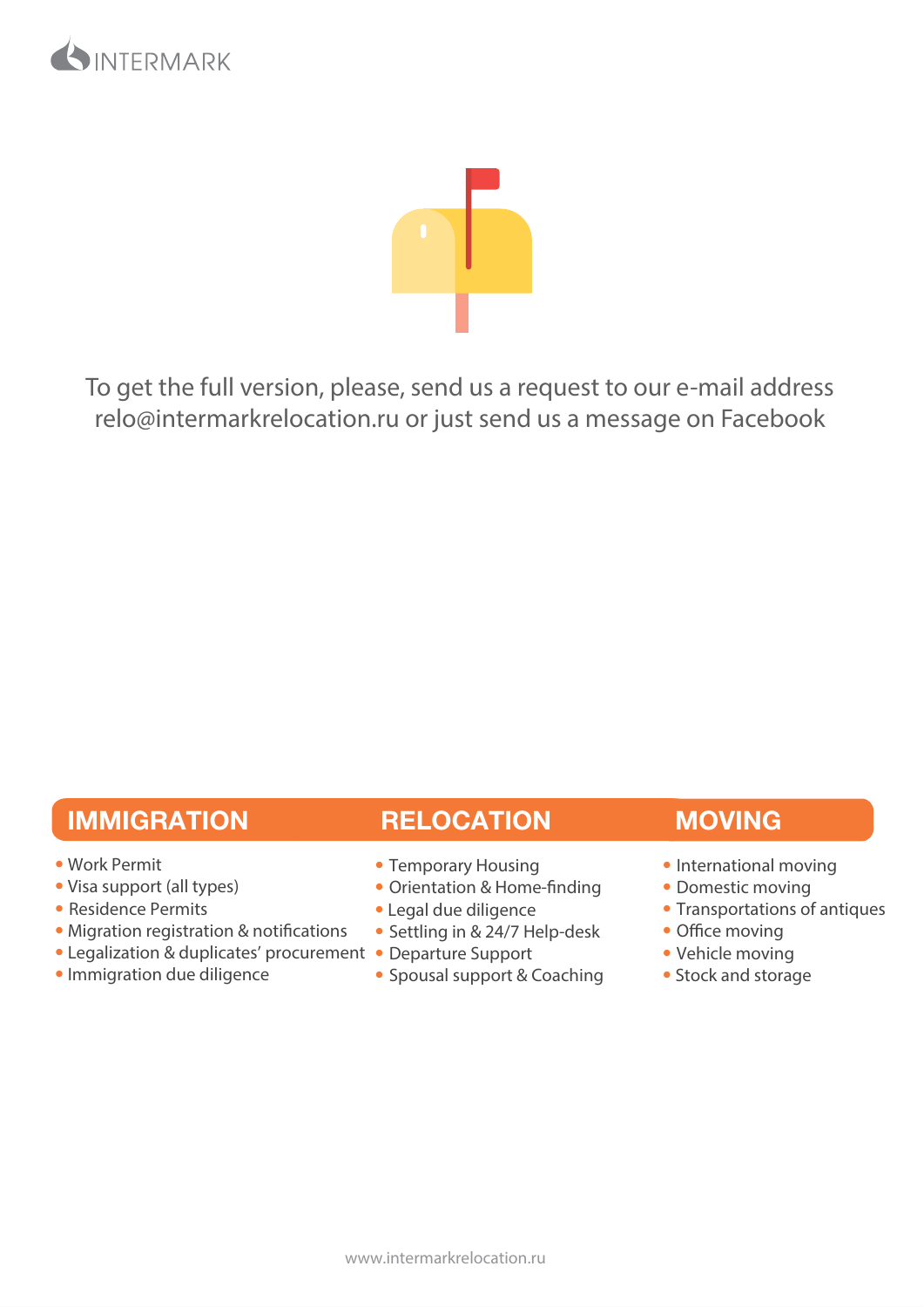INTERMARK

To get the full version, please, send us a request to our e-mail address relo@intermarkrelocation.ru or just send us a message on Facebook

## IMMIGRATION

- Work Permit
- Visa support (all types)
- Residence Permits
- Migration registration & notifications
- Legalization & duplicates' procurement
- Immigration due diligence

## RELOCATION

- Temporary Housing
- Orientation & Home-finding
- Legal due diligence
- Settling in & 24/7 Help-desk
- Departure Support
- Spousal support & Coaching

## MOVING

- International moving
- Domestic moving
- Transportations of antiques
- Office moving
- Vehicle moving
- Stock and storage

www.intermarkrelocation.ru